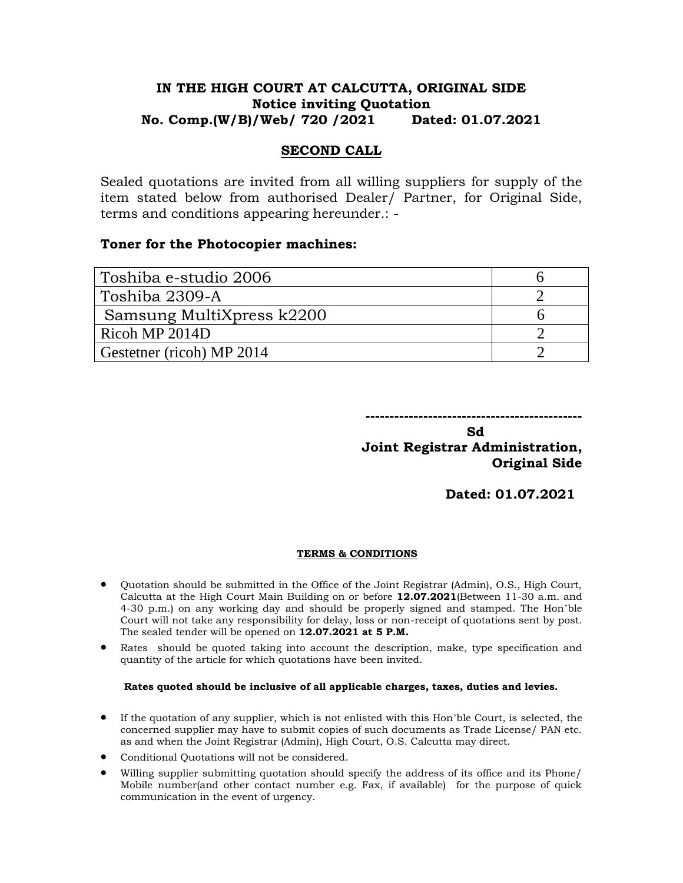**IN THE HIGH COURT AT CALCUTTA, ORIGINAL SIDE**
**Notice inviting Quotation**
**No. Comp.(W/B)/Web/ 720 /2021 Dated: 01.07.2021**

## SECOND CALL

Sealed quotations are invited from all willing suppliers for supply of the item stated below from authorised Dealer/ Partner, for Original Side, terms and conditions appearing hereunder.: -

**Toner for the Photocopier machines:**

| | |
|---|---|
| Toshiba e-studio 2006 | 6 |
| Toshiba 2309-A | 2 |
| Samsung MultiXpress k2200 | 6 |
| Ricoh MP 2014D | 2 |
| Gestetner (ricoh) MP 2014 | 2 |

---------------------------------------------

**Sd**
**Joint Registrar Administration,**
**Original Side**

**Dated: 01.07.2021**

**TERMS & CONDITIONS**

- Quotation should be submitted in the Office of the Joint Registrar (Admin), O.S., High Court, Calcutta at the High Court Main Building on or before **12.07.2021**(Between 11-30 a.m. and 4-30 p.m.) on any working day and should be properly signed and stamped. The Hon'ble Court will not take any responsibility for delay, loss or non-receipt of quotations sent by post. The sealed tender will be opened on **12.07.2021 at 5 P.M.**
- Rates should be quoted taking into account the description, make, type specification and quantity of the article for which quotations have been invited.

**Rates quoted should be inclusive of all applicable charges, taxes, duties and levies.**

- If the quotation of any supplier, which is not enlisted with this Hon'ble Court, is selected, the concerned supplier may have to submit copies of such documents as Trade License/ PAN etc. as and when the Joint Registrar (Admin), High Court, O.S. Calcutta may direct.
- Conditional Quotations will not be considered.
- Willing supplier submitting quotation should specify the address of its office and its Phone/ Mobile number(and other contact number e.g. Fax, if available) for the purpose of quick communication in the event of urgency.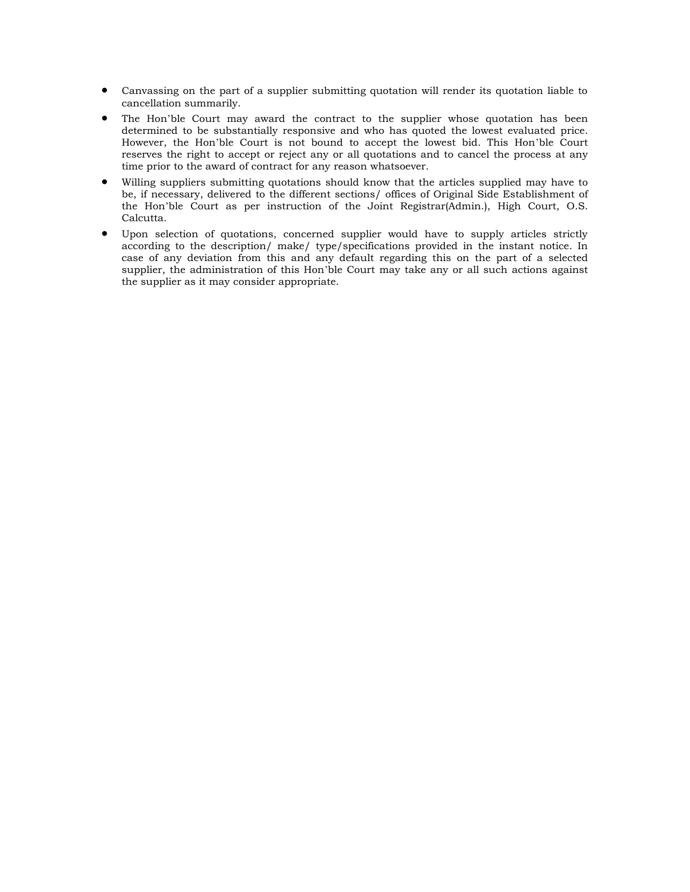- Canvassing on the part of a supplier submitting quotation will render its quotation liable to cancellation summarily.
- The Hon'ble Court may award the contract to the supplier whose quotation has been determined to be substantially responsive and who has quoted the lowest evaluated price. However, the Hon'ble Court is not bound to accept the lowest bid. This Hon'ble Court reserves the right to accept or reject any or all quotations and to cancel the process at any time prior to the award of contract for any reason whatsoever.
- Willing suppliers submitting quotations should know that the articles supplied may have to be, if necessary, delivered to the different sections/ offices of Original Side Establishment of the Hon'ble Court as per instruction of the Joint Registrar(Admin.), High Court, O.S. Calcutta.
- Upon selection of quotations, concerned supplier would have to supply articles strictly according to the description/ make/ type/specifications provided in the instant notice. In case of any deviation from this and any default regarding this on the part of a selected supplier, the administration of this Hon'ble Court may take any or all such actions against the supplier as it may consider appropriate.